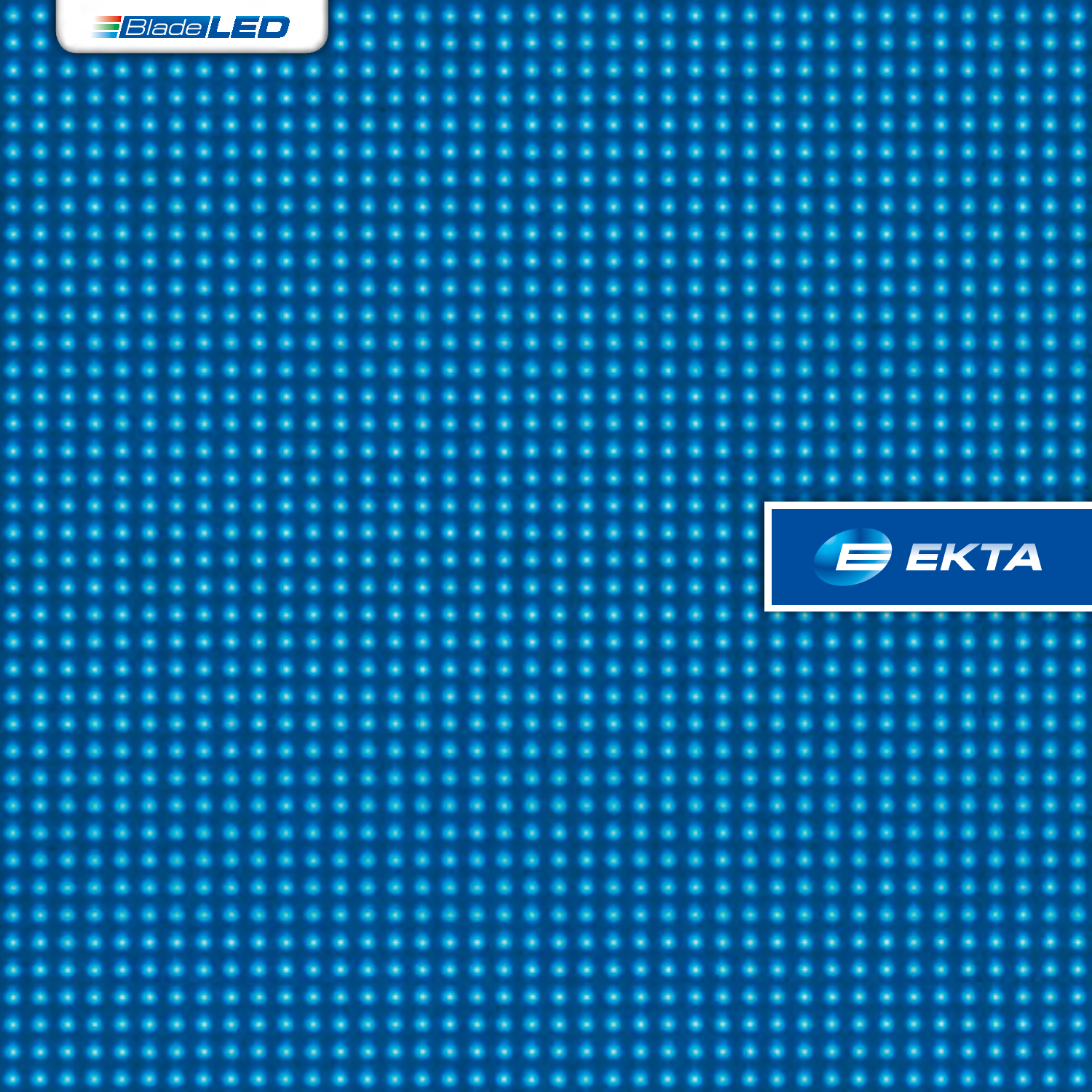BladeLED

EKTA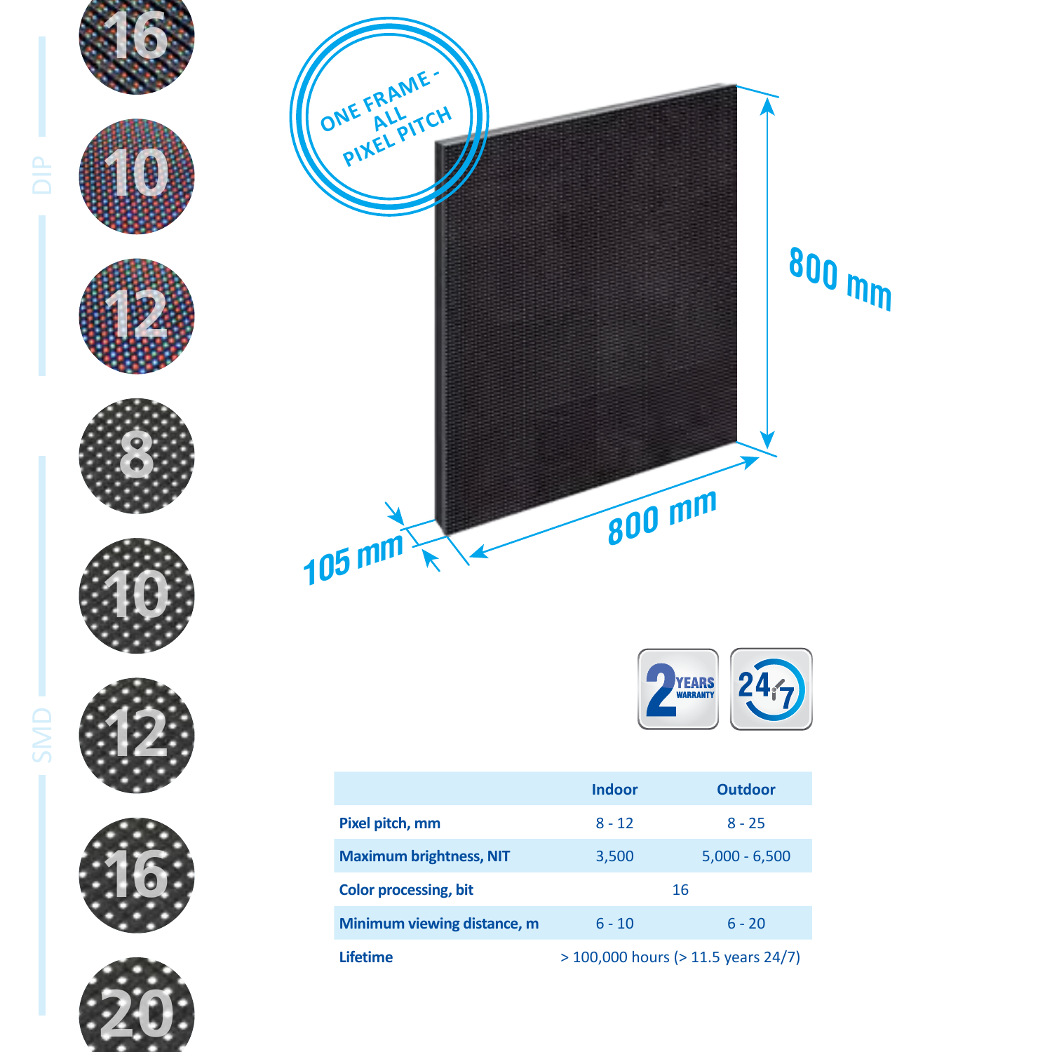DIP

16

10

12

SMD

8

10

12

16

20

ONE FRAME - ALL PIXEL PITCH

800 mm

800 mm

105 mm

2 YEARS WARRANTY

24/7

| | Indoor | Outdoor |
|---|---|---|
| **Pixel pitch, mm** | 8 - 12 | 8 - 25 |
| **Maximum brightness, NIT** | 3,500 | 5,000 - 6,500 |
| **Color processing, bit** | 16 | |
| **Minimum viewing distance, m** | 6 - 10 | 6 - 20 |
| **Lifetime** | > 100,000 hours (> 11.5 years 24/7) | |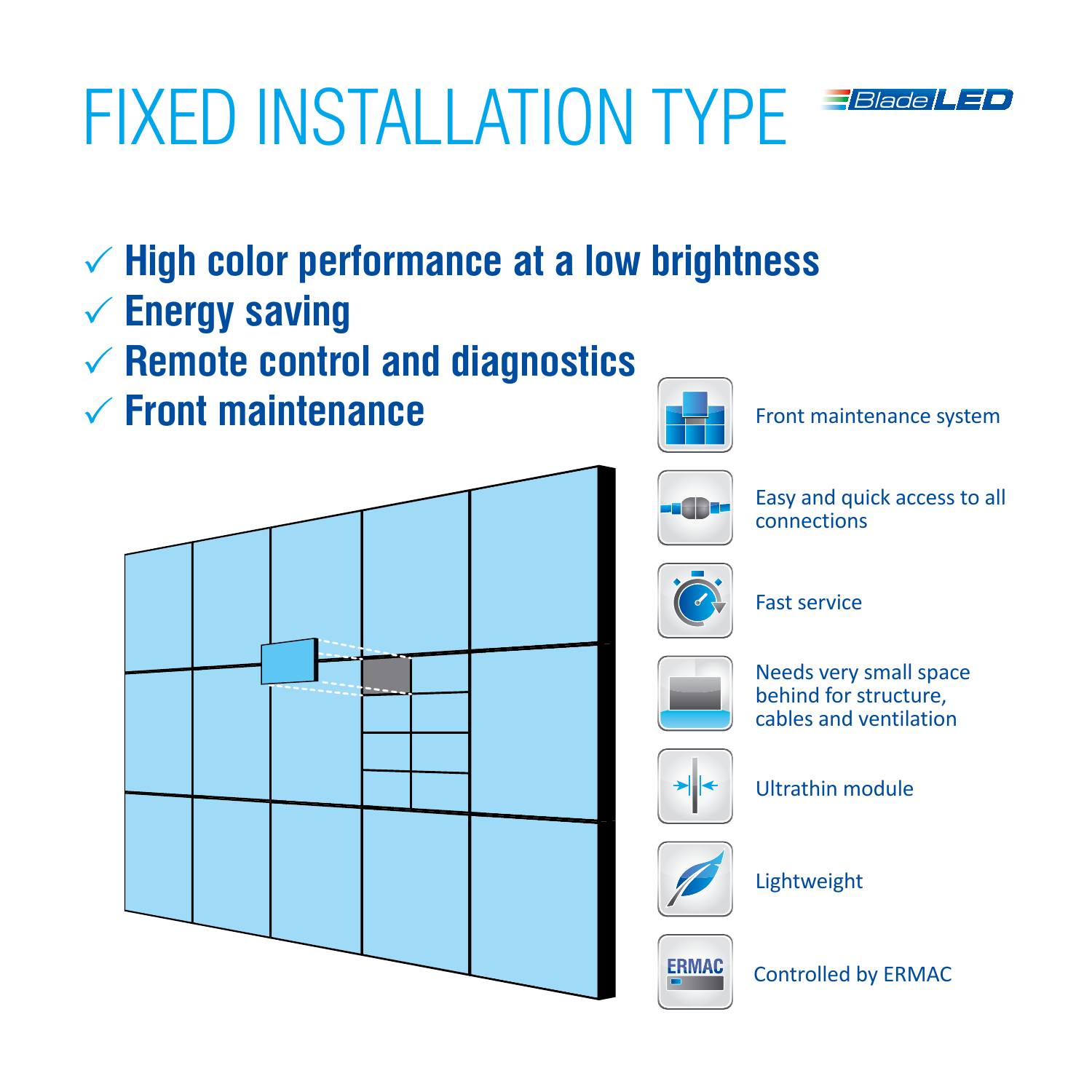# FIXED INSTALLATION TYPE

BladeLED

- ✓ **High color performance at a low brightness**
- ✓ **Energy saving**
- ✓ **Remote control and diagnostics**
- ✓ **Front maintenance**

Front maintenance system

Easy and quick access to all connections

Fast service

Needs very small space behind for structure, cables and ventilation

Ultrathin module

Lightweight

Controlled by ERMAC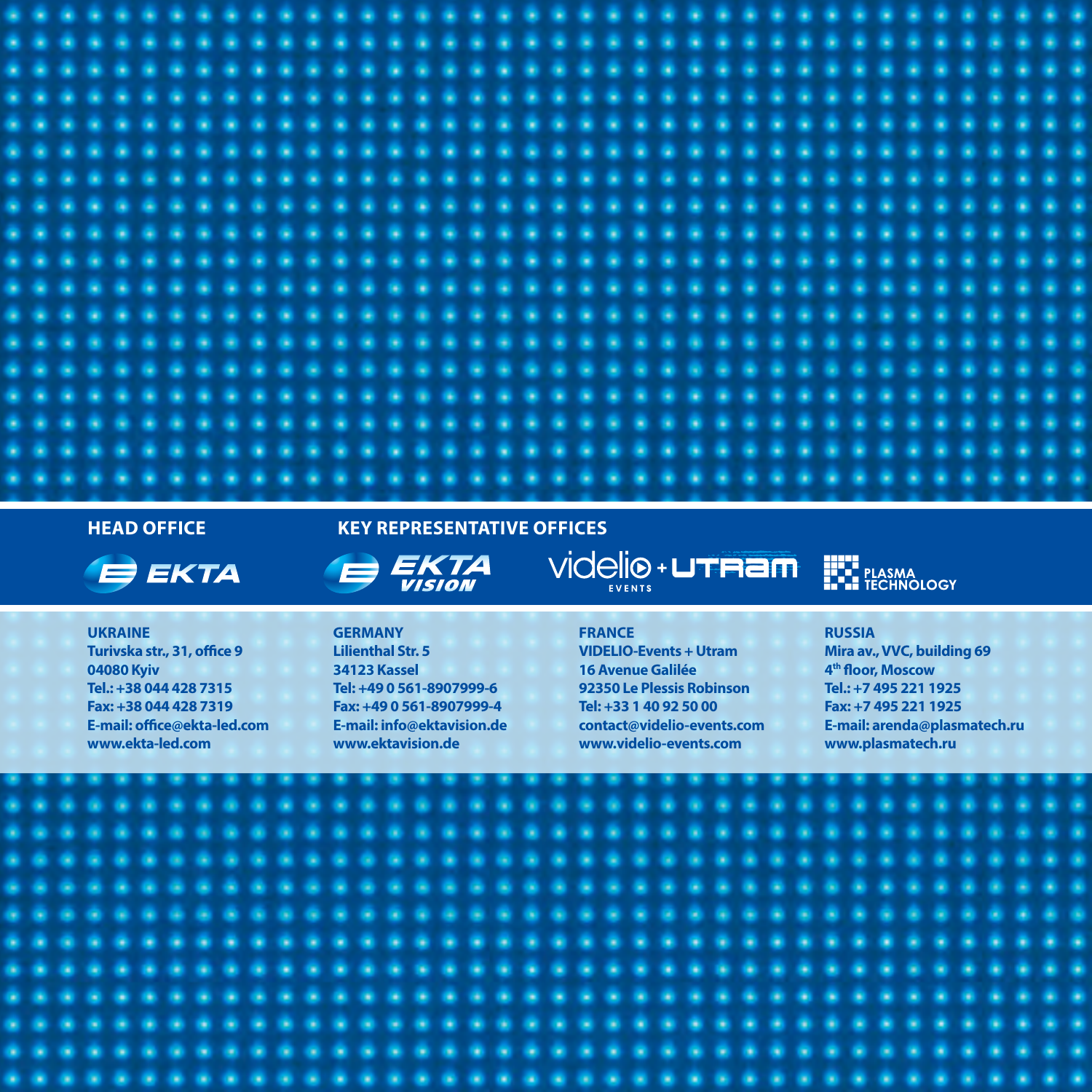## HEAD OFFICE

EKTA

**UKRAINE**
Turivska str., 31, office 9
04080 Kyiv
Tel.: +38 044 428 7315
Fax: +38 044 428 7319
E-mail: office@ekta-led.com
www.ekta-led.com

## KEY REPRESENTATIVE OFFICES

EKTA VISION

**GERMANY**
Lilienthal Str. 5
34123 Kassel
Tel: +49 0 561-8907999-6
Fax: +49 0 561-8907999-4
E-mail: info@ektavision.de
www.ektavision.de

videlio EVENTS + UTRAM

**FRANCE**
VIDELIO-Events + Utram
16 Avenue Galilée
92350 Le Plessis Robinson
Tel: +33 1 40 92 50 00
contact@videlio-events.com
www.videlio-events.com

PLASMA TECHNOLOGY

**RUSSIA**
Mira av., VVC, building 69
4th floor, Moscow
Tel.: +7 495 221 1925
Fax: +7 495 221 1925
E-mail: arenda@plasmatech.ru
www.plasmatech.ru